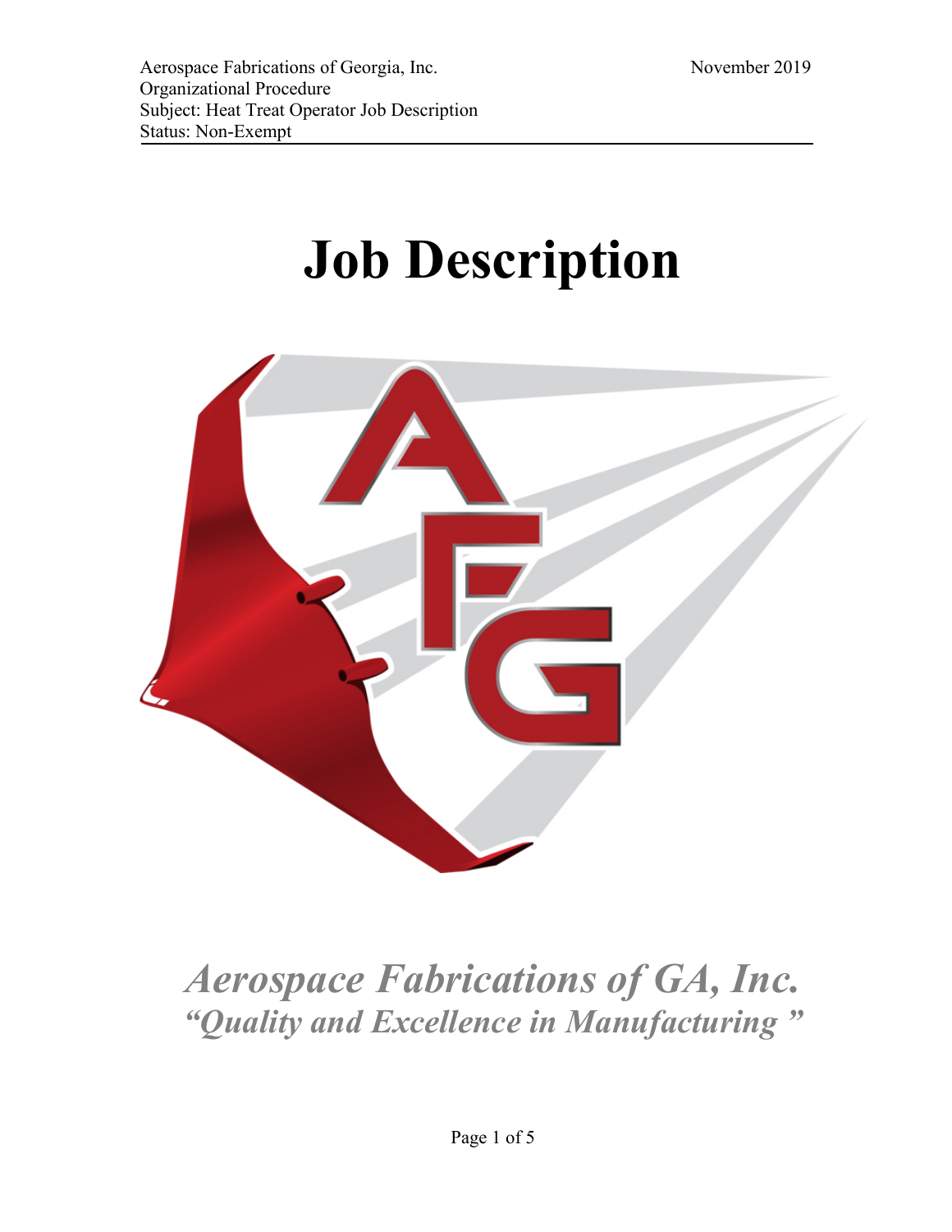Aerospace Fabrications of Georgia, Inc. — November 2019
Organizational Procedure
Subject: Heat Treat Operator Job Description
Status: Non-Exempt

# Job Description

*Aerospace Fabrications of GA, Inc.*

*"Quality and Excellence in Manufacturing "*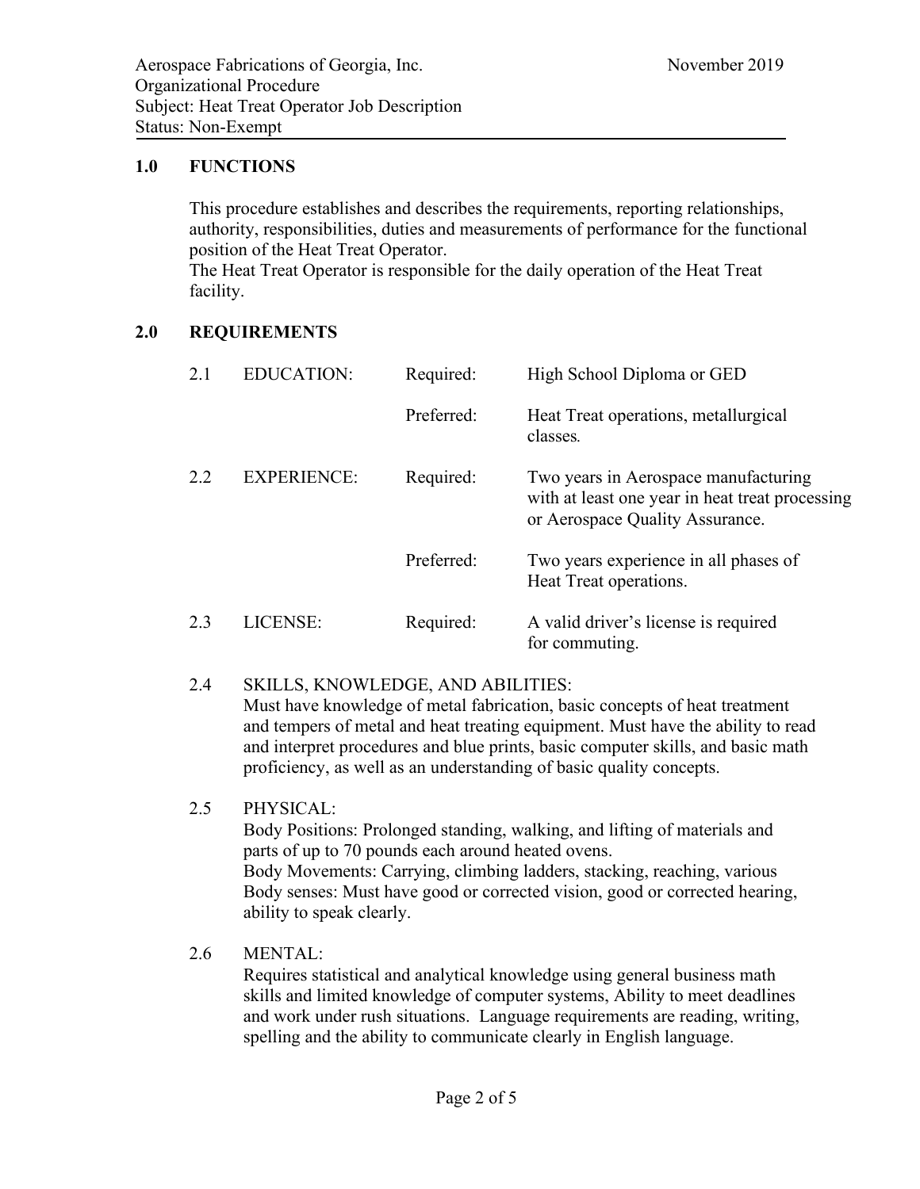Aerospace Fabrications of Georgia, Inc. November 2019
Organizational Procedure
Subject: Heat Treat Operator Job Description
Status: Non-Exempt

## 1.0 FUNCTIONS

This procedure establishes and describes the requirements, reporting relationships, authority, responsibilities, duties and measurements of performance for the functional position of the Heat Treat Operator.
The Heat Treat Operator is responsible for the daily operation of the Heat Treat facility.

## 2.0 REQUIREMENTS

| | | | |
|---|---|---|---|
| 2.1 | EDUCATION: | Required: | High School Diploma or GED |
| | | Preferred: | Heat Treat operations, metallurgical classes. |
| 2.2 | EXPERIENCE: | Required: | Two years in Aerospace manufacturing with at least one year in heat treat processing or Aerospace Quality Assurance. |
| | | Preferred: | Two years experience in all phases of Heat Treat operations. |
| 2.3 | LICENSE: | Required: | A valid driver's license is required for commuting. |

2.4 SKILLS, KNOWLEDGE, AND ABILITIES:
Must have knowledge of metal fabrication, basic concepts of heat treatment and tempers of metal and heat treating equipment. Must have the ability to read and interpret procedures and blue prints, basic computer skills, and basic math proficiency, as well as an understanding of basic quality concepts.

2.5 PHYSICAL:
Body Positions: Prolonged standing, walking, and lifting of materials and parts of up to 70 pounds each around heated ovens.
Body Movements: Carrying, climbing ladders, stacking, reaching, various
Body senses: Must have good or corrected vision, good or corrected hearing, ability to speak clearly.

2.6 MENTAL:
Requires statistical and analytical knowledge using general business math skills and limited knowledge of computer systems, Ability to meet deadlines and work under rush situations. Language requirements are reading, writing, spelling and the ability to communicate clearly in English language.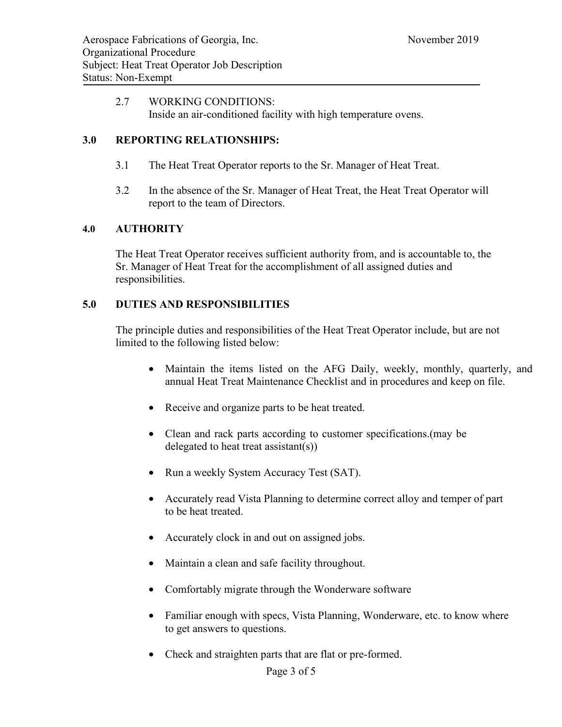2.7 WORKING CONDITIONS:
Inside an air-conditioned facility with high temperature ovens.

## 3.0 REPORTING RELATIONSHIPS:

3.1 The Heat Treat Operator reports to the Sr. Manager of Heat Treat.

3.2 In the absence of the Sr. Manager of Heat Treat, the Heat Treat Operator will report to the team of Directors.

## 4.0 AUTHORITY

The Heat Treat Operator receives sufficient authority from, and is accountable to, the Sr. Manager of Heat Treat for the accomplishment of all assigned duties and responsibilities.

## 5.0 DUTIES AND RESPONSIBILITIES

The principle duties and responsibilities of the Heat Treat Operator include, but are not limited to the following listed below:

- Maintain the items listed on the AFG Daily, weekly, monthly, quarterly, and annual Heat Treat Maintenance Checklist and in procedures and keep on file.
- Receive and organize parts to be heat treated.
- Clean and rack parts according to customer specifications.(may be delegated to heat treat assistant(s))
- Run a weekly System Accuracy Test (SAT).
- Accurately read Vista Planning to determine correct alloy and temper of part to be heat treated.
- Accurately clock in and out on assigned jobs.
- Maintain a clean and safe facility throughout.
- Comfortably migrate through the Wonderware software
- Familiar enough with specs, Vista Planning, Wonderware, etc. to know where to get answers to questions.
- Check and straighten parts that are flat or pre-formed.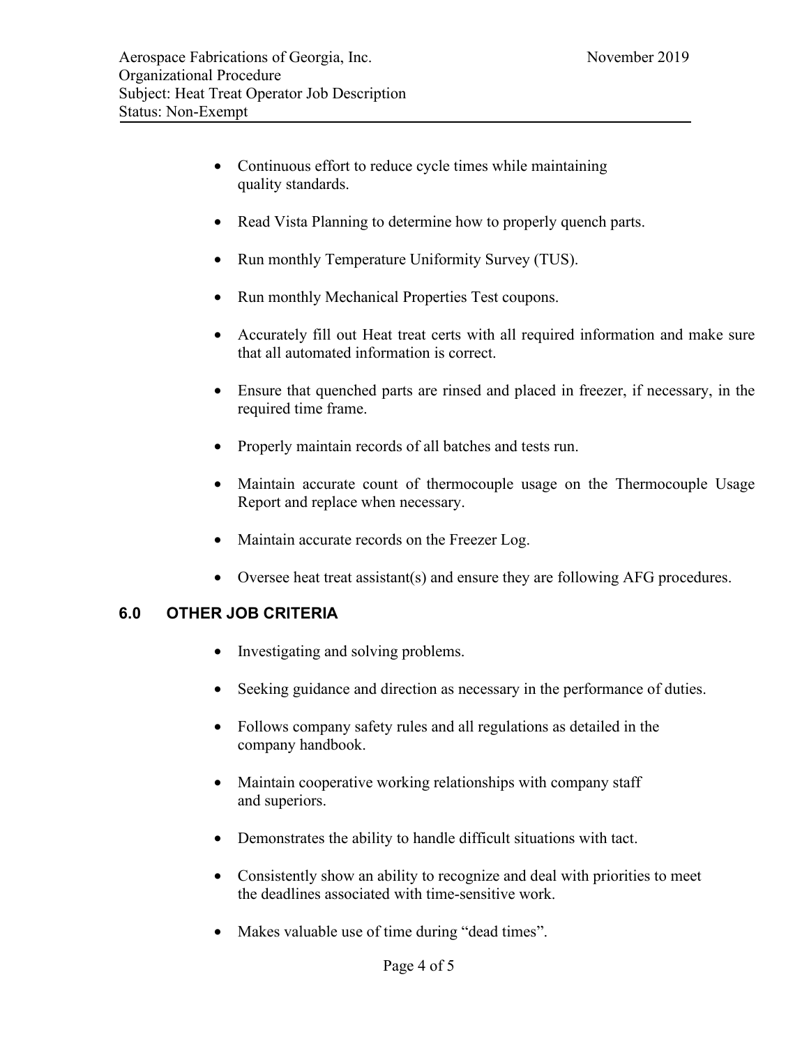- Continuous effort to reduce cycle times while maintaining quality standards.

- Read Vista Planning to determine how to properly quench parts.

- Run monthly Temperature Uniformity Survey (TUS).

- Run monthly Mechanical Properties Test coupons.

- Accurately fill out Heat treat certs with all required information and make sure that all automated information is correct.

- Ensure that quenched parts are rinsed and placed in freezer, if necessary, in the required time frame.

- Properly maintain records of all batches and tests run.

- Maintain accurate count of thermocouple usage on the Thermocouple Usage Report and replace when necessary.

- Maintain accurate records on the Freezer Log.

- Oversee heat treat assistant(s) and ensure they are following AFG procedures.

## 6.0 OTHER JOB CRITERIA

- Investigating and solving problems.

- Seeking guidance and direction as necessary in the performance of duties.

- Follows company safety rules and all regulations as detailed in the company handbook.

- Maintain cooperative working relationships with company staff and superiors.

- Demonstrates the ability to handle difficult situations with tact.

- Consistently show an ability to recognize and deal with priorities to meet the deadlines associated with time-sensitive work.

- Makes valuable use of time during "dead times".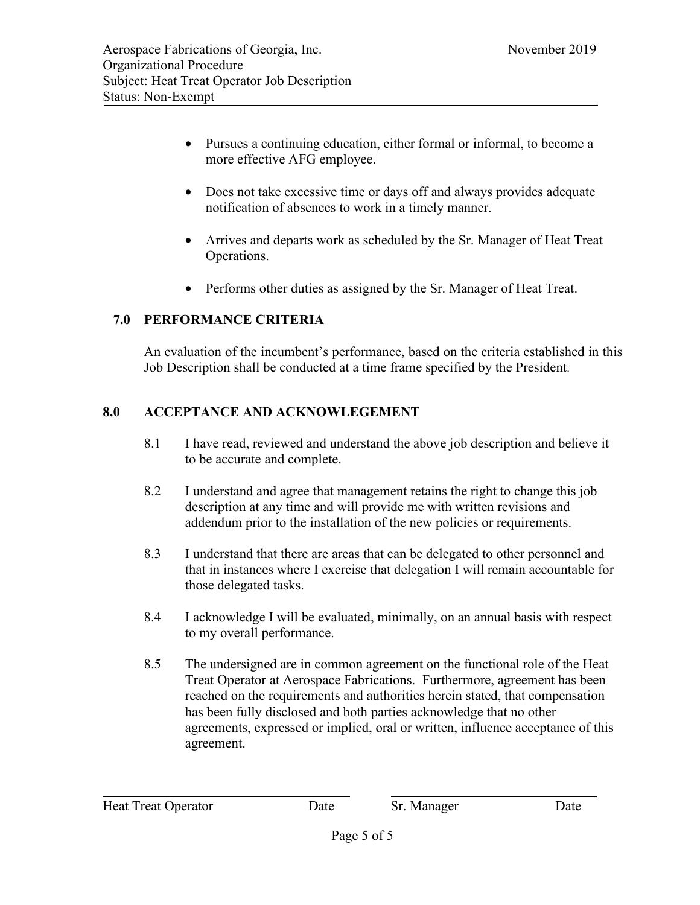- Pursues a continuing education, either formal or informal, to become a more effective AFG employee.
- Does not take excessive time or days off and always provides adequate notification of absences to work in a timely manner.
- Arrives and departs work as scheduled by the Sr. Manager of Heat Treat Operations.
- Performs other duties as assigned by the Sr. Manager of Heat Treat.

## 7.0 PERFORMANCE CRITERIA

An evaluation of the incumbent's performance, based on the criteria established in this Job Description shall be conducted at a time frame specified by the President.

## 8.0 ACCEPTANCE AND ACKNOWLEGEMENT

8.1 I have read, reviewed and understand the above job description and believe it to be accurate and complete.

8.2 I understand and agree that management retains the right to change this job description at any time and will provide me with written revisions and addendum prior to the installation of the new policies or requirements.

8.3 I understand that there are areas that can be delegated to other personnel and that in instances where I exercise that delegation I will remain accountable for those delegated tasks.

8.4 I acknowledge I will be evaluated, minimally, on an annual basis with respect to my overall performance.

8.5 The undersigned are in common agreement on the functional role of the Heat Treat Operator at Aerospace Fabrications. Furthermore, agreement has been reached on the requirements and authorities herein stated, that compensation has been fully disclosed and both parties acknowledge that no other agreements, expressed or implied, oral or written, influence acceptance of this agreement.

Heat Treat Operator Date Sr. Manager Date